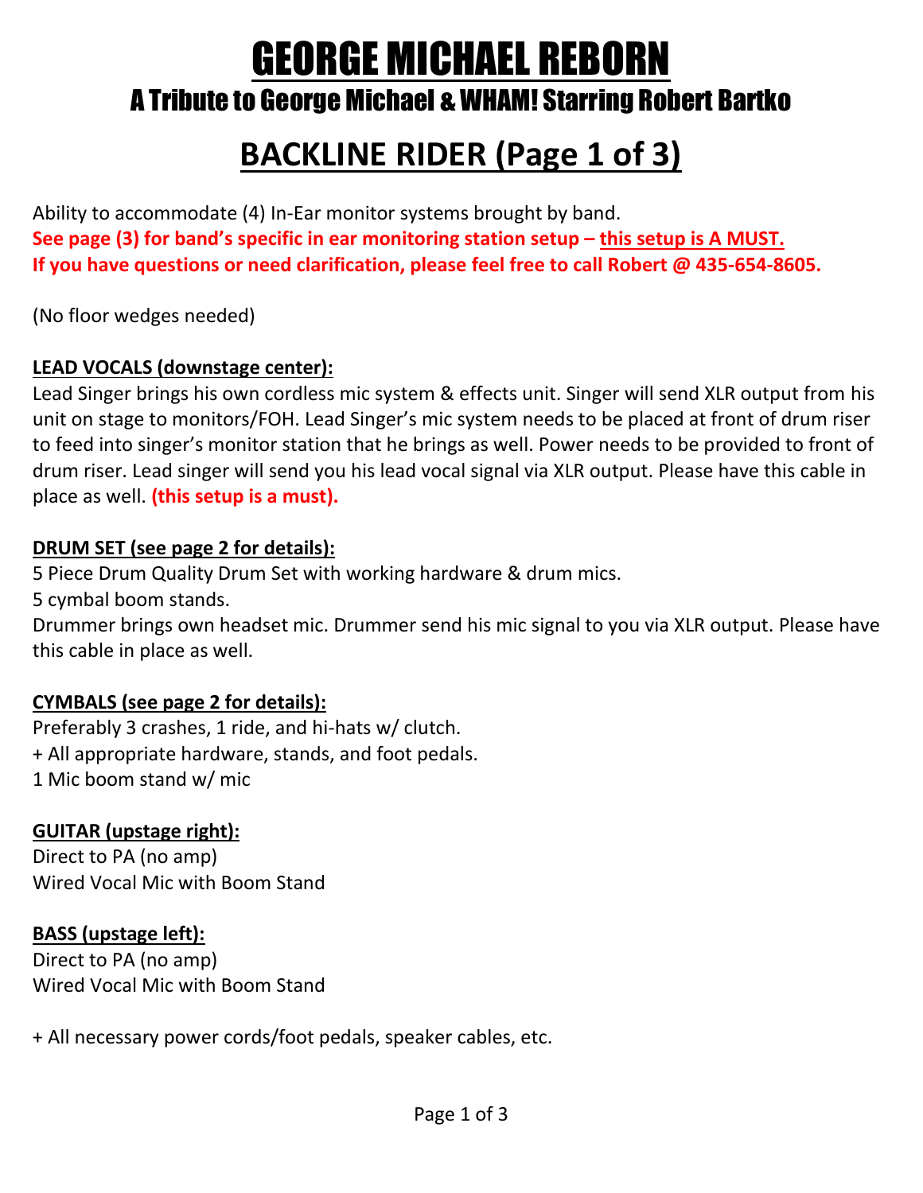# GEORGE MICHAEL REBORN

## A Tribute to George Michael & WHAM! Starring Robert Bartko

# BACKLINE RIDER (Page 1 of 3)

Ability to accommodate (4) In-Ear monitor systems brought by band.
**See page (3) for band's specific in ear monitoring station setup – this setup is A MUST.**
**If you have questions or need clarification, please feel free to call Robert @ 435-654-8605.**

(No floor wedges needed)

**LEAD VOCALS (downstage center):**
Lead Singer brings his own cordless mic system & effects unit. Singer will send XLR output from his unit on stage to monitors/FOH. Lead Singer's mic system needs to be placed at front of drum riser to feed into singer's monitor station that he brings as well. Power needs to be provided to front of drum riser. Lead singer will send you his lead vocal signal via XLR output. Please have this cable in place as well. **(this setup is a must).**

**DRUM SET (see page 2 for details):**
5 Piece Drum Quality Drum Set with working hardware & drum mics.
5 cymbal boom stands.
Drummer brings own headset mic. Drummer send his mic signal to you via XLR output. Please have this cable in place as well.

**CYMBALS (see page 2 for details):**
Preferably 3 crashes, 1 ride, and hi-hats w/ clutch.
+ All appropriate hardware, stands, and foot pedals.
1 Mic boom stand w/ mic

**GUITAR (upstage right):**
Direct to PA (no amp)
Wired Vocal Mic with Boom Stand

**BASS (upstage left):**
Direct to PA (no amp)
Wired Vocal Mic with Boom Stand

+ All necessary power cords/foot pedals, speaker cables, etc.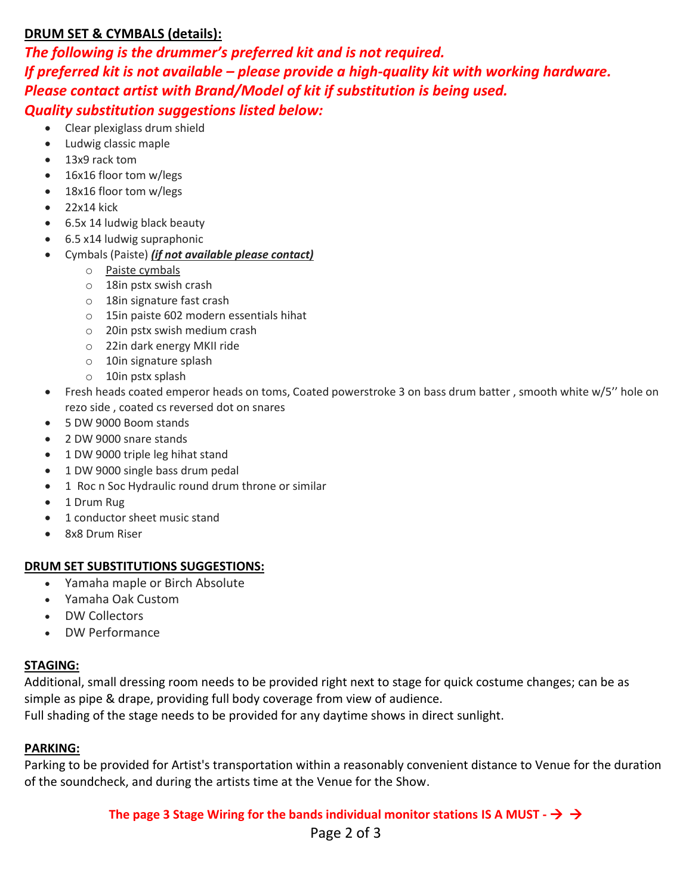## DRUM SET & CYMBALS (details):

***The following is the drummer's preferred kit and is not required.***
***If preferred kit is not available – please provide a high-quality kit with working hardware.***
***Please contact artist with Brand/Model of kit if substitution is being used.***
***Quality substitution suggestions listed below:***

- Clear plexiglass drum shield
- Ludwig classic maple
- 13x9 rack tom
- 16x16 floor tom w/legs
- 18x16 floor tom w/legs
- 22x14 kick
- 6.5x 14 ludwig black beauty
- 6.5 x14 ludwig supraphonic
- Cymbals (Paiste) ***(if not available please contact)***
  - Paiste cymbals
  - 18in pstx swish crash
  - 18in signature fast crash
  - 15in paiste 602 modern essentials hihat
  - 20in pstx swish medium crash
  - 22in dark energy MKII ride
  - 10in signature splash
  - 10in pstx splash
- Fresh heads coated emperor heads on toms, Coated powerstroke 3 on bass drum batter , smooth white w/5'' hole on rezo side , coated cs reversed dot on snares
- 5 DW 9000 Boom stands
- 2 DW 9000 snare stands
- 1 DW 9000 triple leg hihat stand
- 1 DW 9000 single bass drum pedal
- 1 Roc n Soc Hydraulic round drum throne or similar
- 1 Drum Rug
- 1 conductor sheet music stand
- 8x8 Drum Riser

## DRUM SET SUBSTITUTIONS SUGGESTIONS:

- Yamaha maple or Birch Absolute
- Yamaha Oak Custom
- DW Collectors
- DW Performance

## STAGING:

Additional, small dressing room needs to be provided right next to stage for quick costume changes; can be as simple as pipe & drape, providing full body coverage from view of audience.
Full shading of the stage needs to be provided for any daytime shows in direct sunlight.

## PARKING:

Parking to be provided for Artist's transportation within a reasonably convenient distance to Venue for the duration of the soundcheck, and during the artists time at the Venue for the Show.

**The page 3 Stage Wiring for the bands individual monitor stations IS A MUST - → →**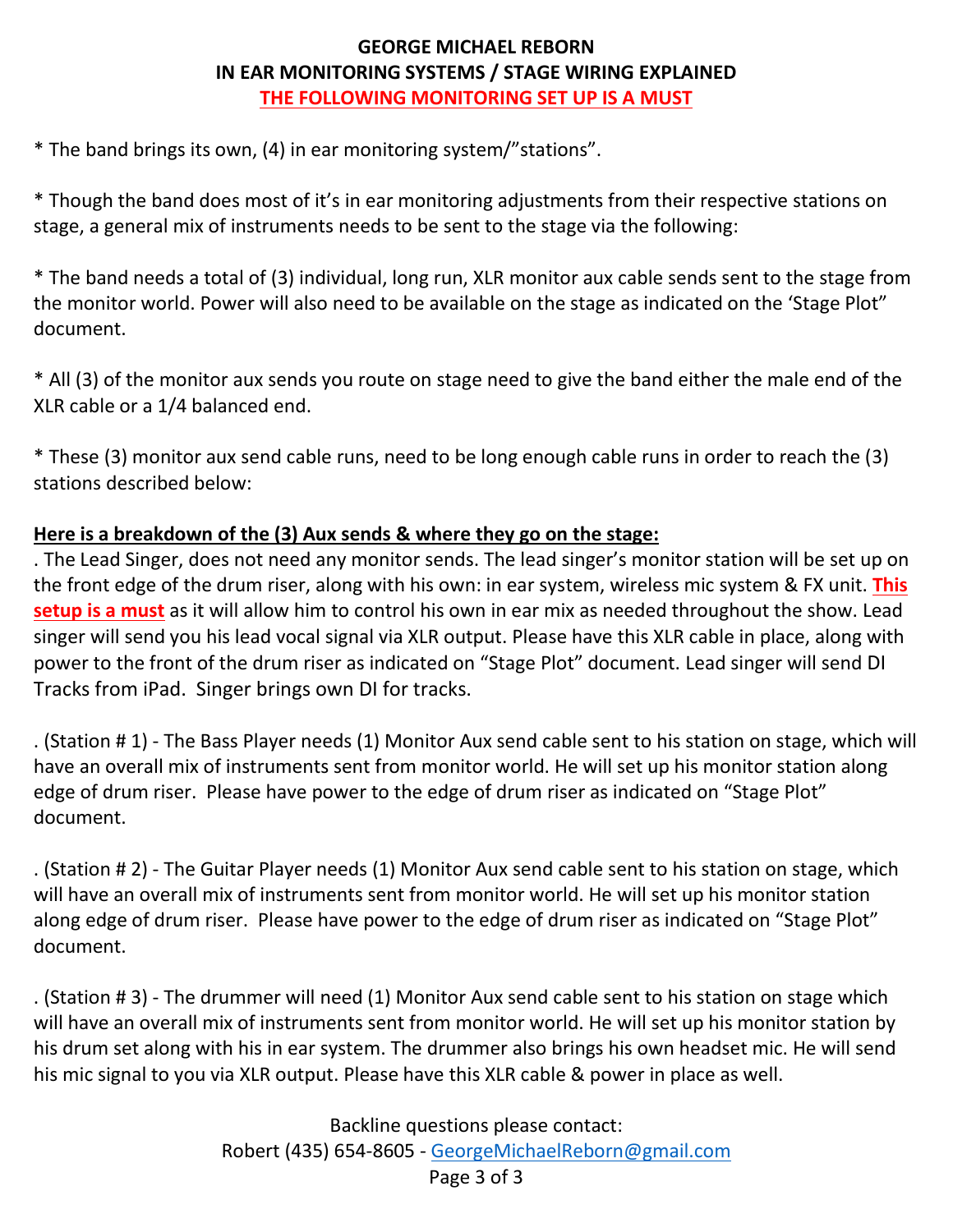# GEORGE MICHAEL REBORN

## IN EAR MONITORING SYSTEMS / STAGE WIRING EXPLAINED

**THE FOLLOWING MONITORING SET UP IS A MUST**

* The band brings its own, (4) in ear monitoring system/"stations".

* Though the band does most of it's in ear monitoring adjustments from their respective stations on stage, a general mix of instruments needs to be sent to the stage via the following:

* The band needs a total of (3) individual, long run, XLR monitor aux cable sends sent to the stage from the monitor world. Power will also need to be available on the stage as indicated on the 'Stage Plot" document.

* All (3) of the monitor aux sends you route on stage need to give the band either the male end of the XLR cable or a 1/4 balanced end.

* These (3) monitor aux send cable runs, need to be long enough cable runs in order to reach the (3) stations described below:

**Here is a breakdown of the (3) Aux sends & where they go on the stage:**

. The Lead Singer, does not need any monitor sends. The lead singer's monitor station will be set up on the front edge of the drum riser, along with his own: in ear system, wireless mic system & FX unit. **This setup is a must** as it will allow him to control his own in ear mix as needed throughout the show. Lead singer will send you his lead vocal signal via XLR output. Please have this XLR cable in place, along with power to the front of the drum riser as indicated on "Stage Plot" document. Lead singer will send DI Tracks from iPad. Singer brings own DI for tracks.

. (Station # 1) - The Bass Player needs (1) Monitor Aux send cable sent to his station on stage, which will have an overall mix of instruments sent from monitor world. He will set up his monitor station along edge of drum riser. Please have power to the edge of drum riser as indicated on "Stage Plot" document.

. (Station # 2) - The Guitar Player needs (1) Monitor Aux send cable sent to his station on stage, which will have an overall mix of instruments sent from monitor world. He will set up his monitor station along edge of drum riser. Please have power to the edge of drum riser as indicated on "Stage Plot" document.

. (Station # 3) - The drummer will need (1) Monitor Aux send cable sent to his station on stage which will have an overall mix of instruments sent from monitor world. He will set up his monitor station by his drum set along with his in ear system. The drummer also brings his own headset mic. He will send his mic signal to you via XLR output. Please have this XLR cable & power in place as well.

Backline questions please contact:
Robert (435) 654-8605 - GeorgeMichaelReborn@gmail.com